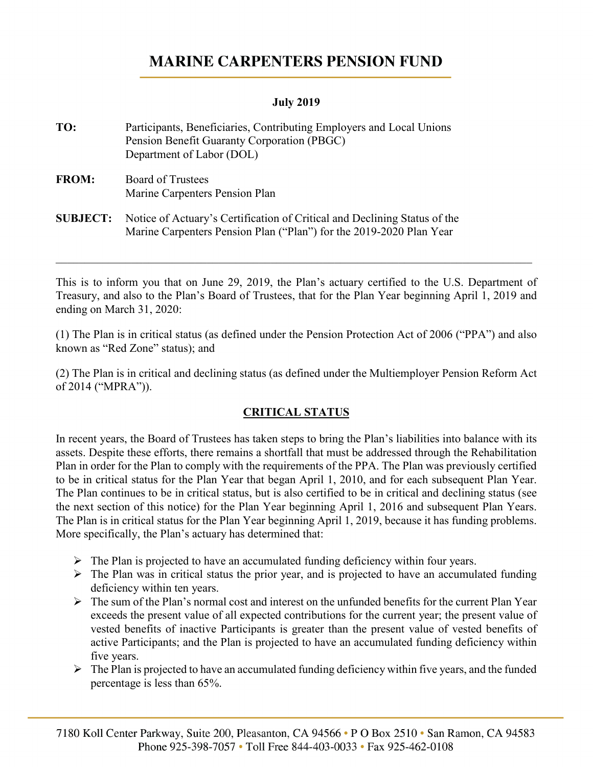# MARINE CARPENTERS PENSION FUND

**July 2019**

**TO:** Participants, Beneficiaries, Contributing Employers and Local Unions
Pension Benefit Guaranty Corporation (PBGC)
Department of Labor (DOL)

**FROM:** Board of Trustees
Marine Carpenters Pension Plan

**SUBJECT:** Notice of Actuary's Certification of Critical and Declining Status of the Marine Carpenters Pension Plan ("Plan") for the 2019-2020 Plan Year

---

This is to inform you that on June 29, 2019, the Plan's actuary certified to the U.S. Department of Treasury, and also to the Plan's Board of Trustees, that for the Plan Year beginning April 1, 2019 and ending on March 31, 2020:

(1) The Plan is in critical status (as defined under the Pension Protection Act of 2006 ("PPA") and also known as "Red Zone" status); and

(2) The Plan is in critical and declining status (as defined under the Multiemployer Pension Reform Act of 2014 ("MPRA")).

## CRITICAL STATUS

In recent years, the Board of Trustees has taken steps to bring the Plan's liabilities into balance with its assets. Despite these efforts, there remains a shortfall that must be addressed through the Rehabilitation Plan in order for the Plan to comply with the requirements of the PPA. The Plan was previously certified to be in critical status for the Plan Year that began April 1, 2010, and for each subsequent Plan Year. The Plan continues to be in critical status, but is also certified to be in critical and declining status (see the next section of this notice) for the Plan Year beginning April 1, 2016 and subsequent Plan Years. The Plan is in critical status for the Plan Year beginning April 1, 2019, because it has funding problems. More specifically, the Plan's actuary has determined that:

- The Plan is projected to have an accumulated funding deficiency within four years.
- The Plan was in critical status the prior year, and is projected to have an accumulated funding deficiency within ten years.
- The sum of the Plan's normal cost and interest on the unfunded benefits for the current Plan Year exceeds the present value of all expected contributions for the current year; the present value of vested benefits of inactive Participants is greater than the present value of vested benefits of active Participants; and the Plan is projected to have an accumulated funding deficiency within five years.
- The Plan is projected to have an accumulated funding deficiency within five years, and the funded percentage is less than 65%.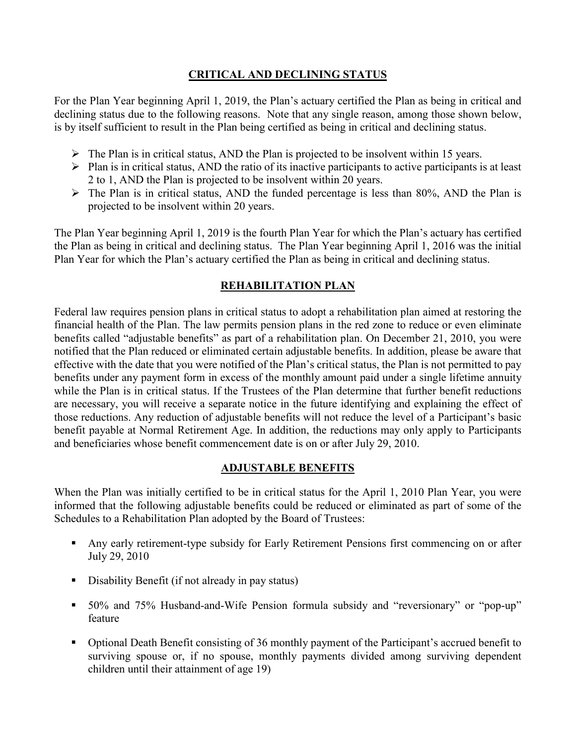## CRITICAL AND DECLINING STATUS

For the Plan Year beginning April 1, 2019, the Plan's actuary certified the Plan as being in critical and declining status due to the following reasons. Note that any single reason, among those shown below, is by itself sufficient to result in the Plan being certified as being in critical and declining status.

- The Plan is in critical status, AND the Plan is projected to be insolvent within 15 years.
- Plan is in critical status, AND the ratio of its inactive participants to active participants is at least 2 to 1, AND the Plan is projected to be insolvent within 20 years.
- The Plan is in critical status, AND the funded percentage is less than 80%, AND the Plan is projected to be insolvent within 20 years.

The Plan Year beginning April 1, 2019 is the fourth Plan Year for which the Plan's actuary has certified the Plan as being in critical and declining status. The Plan Year beginning April 1, 2016 was the initial Plan Year for which the Plan's actuary certified the Plan as being in critical and declining status.

## REHABILITATION PLAN

Federal law requires pension plans in critical status to adopt a rehabilitation plan aimed at restoring the financial health of the Plan. The law permits pension plans in the red zone to reduce or even eliminate benefits called "adjustable benefits" as part of a rehabilitation plan. On December 21, 2010, you were notified that the Plan reduced or eliminated certain adjustable benefits. In addition, please be aware that effective with the date that you were notified of the Plan's critical status, the Plan is not permitted to pay benefits under any payment form in excess of the monthly amount paid under a single lifetime annuity while the Plan is in critical status. If the Trustees of the Plan determine that further benefit reductions are necessary, you will receive a separate notice in the future identifying and explaining the effect of those reductions. Any reduction of adjustable benefits will not reduce the level of a Participant's basic benefit payable at Normal Retirement Age. In addition, the reductions may only apply to Participants and beneficiaries whose benefit commencement date is on or after July 29, 2010.

## ADJUSTABLE BENEFITS

When the Plan was initially certified to be in critical status for the April 1, 2010 Plan Year, you were informed that the following adjustable benefits could be reduced or eliminated as part of some of the Schedules to a Rehabilitation Plan adopted by the Board of Trustees:

- Any early retirement-type subsidy for Early Retirement Pensions first commencing on or after July 29, 2010
- Disability Benefit (if not already in pay status)
- 50% and 75% Husband-and-Wife Pension formula subsidy and "reversionary" or "pop-up" feature
- Optional Death Benefit consisting of 36 monthly payment of the Participant's accrued benefit to surviving spouse or, if no spouse, monthly payments divided among surviving dependent children until their attainment of age 19)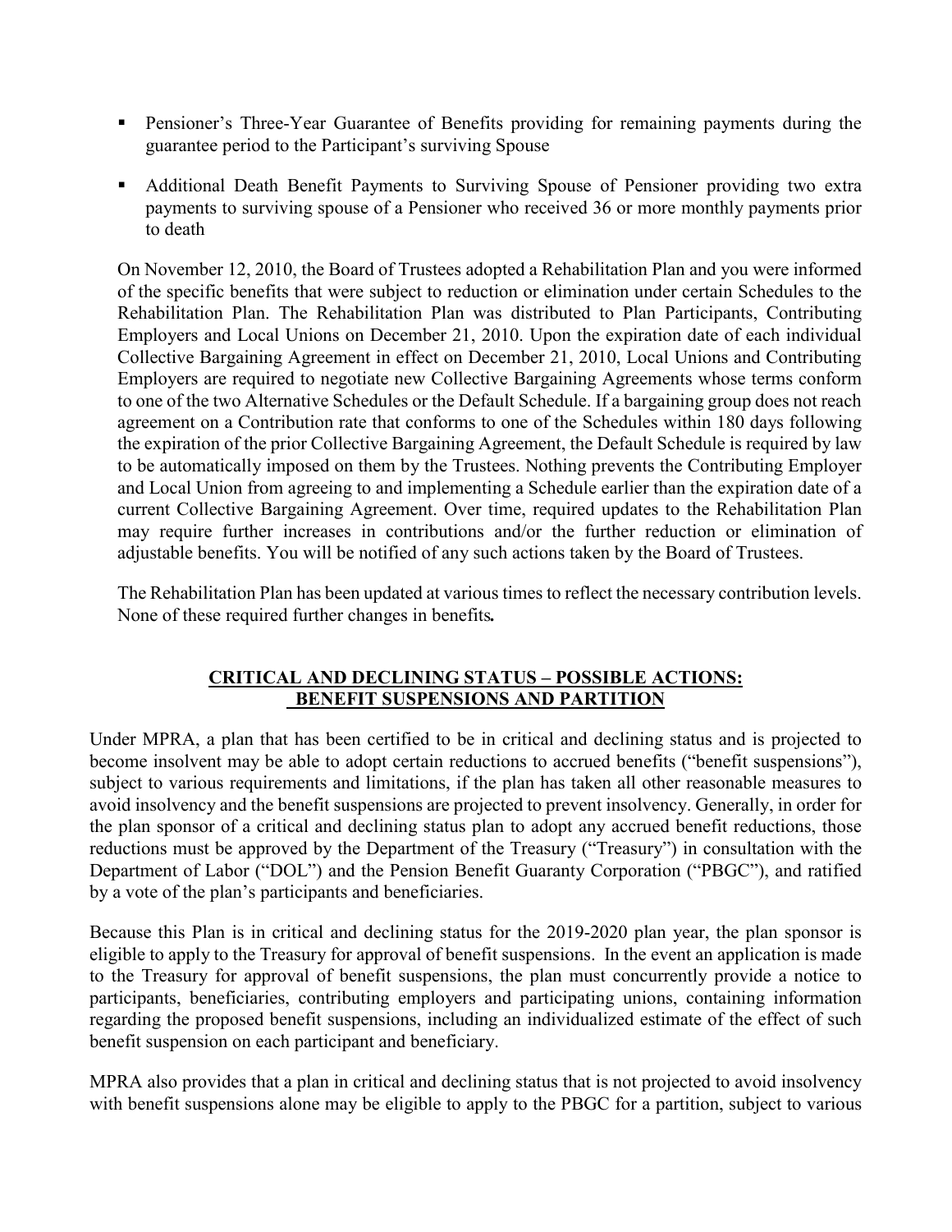- Pensioner's Three-Year Guarantee of Benefits providing for remaining payments during the guarantee period to the Participant's surviving Spouse

- Additional Death Benefit Payments to Surviving Spouse of Pensioner providing two extra payments to surviving spouse of a Pensioner who received 36 or more monthly payments prior to death

On November 12, 2010, the Board of Trustees adopted a Rehabilitation Plan and you were informed of the specific benefits that were subject to reduction or elimination under certain Schedules to the Rehabilitation Plan. The Rehabilitation Plan was distributed to Plan Participants, Contributing Employers and Local Unions on December 21, 2010. Upon the expiration date of each individual Collective Bargaining Agreement in effect on December 21, 2010, Local Unions and Contributing Employers are required to negotiate new Collective Bargaining Agreements whose terms conform to one of the two Alternative Schedules or the Default Schedule. If a bargaining group does not reach agreement on a Contribution rate that conforms to one of the Schedules within 180 days following the expiration of the prior Collective Bargaining Agreement, the Default Schedule is required by law to be automatically imposed on them by the Trustees. Nothing prevents the Contributing Employer and Local Union from agreeing to and implementing a Schedule earlier than the expiration date of a current Collective Bargaining Agreement. Over time, required updates to the Rehabilitation Plan may require further increases in contributions and/or the further reduction or elimination of adjustable benefits. You will be notified of any such actions taken by the Board of Trustees.

The Rehabilitation Plan has been updated at various times to reflect the necessary contribution levels. None of these required further changes in benefits**.**

## CRITICAL AND DECLINING STATUS – POSSIBLE ACTIONS: BENEFIT SUSPENSIONS AND PARTITION

Under MPRA, a plan that has been certified to be in critical and declining status and is projected to become insolvent may be able to adopt certain reductions to accrued benefits ("benefit suspensions"), subject to various requirements and limitations, if the plan has taken all other reasonable measures to avoid insolvency and the benefit suspensions are projected to prevent insolvency. Generally, in order for the plan sponsor of a critical and declining status plan to adopt any accrued benefit reductions, those reductions must be approved by the Department of the Treasury ("Treasury") in consultation with the Department of Labor ("DOL") and the Pension Benefit Guaranty Corporation ("PBGC"), and ratified by a vote of the plan's participants and beneficiaries.

Because this Plan is in critical and declining status for the 2019-2020 plan year, the plan sponsor is eligible to apply to the Treasury for approval of benefit suspensions. In the event an application is made to the Treasury for approval of benefit suspensions, the plan must concurrently provide a notice to participants, beneficiaries, contributing employers and participating unions, containing information regarding the proposed benefit suspensions, including an individualized estimate of the effect of such benefit suspension on each participant and beneficiary.

MPRA also provides that a plan in critical and declining status that is not projected to avoid insolvency with benefit suspensions alone may be eligible to apply to the PBGC for a partition, subject to various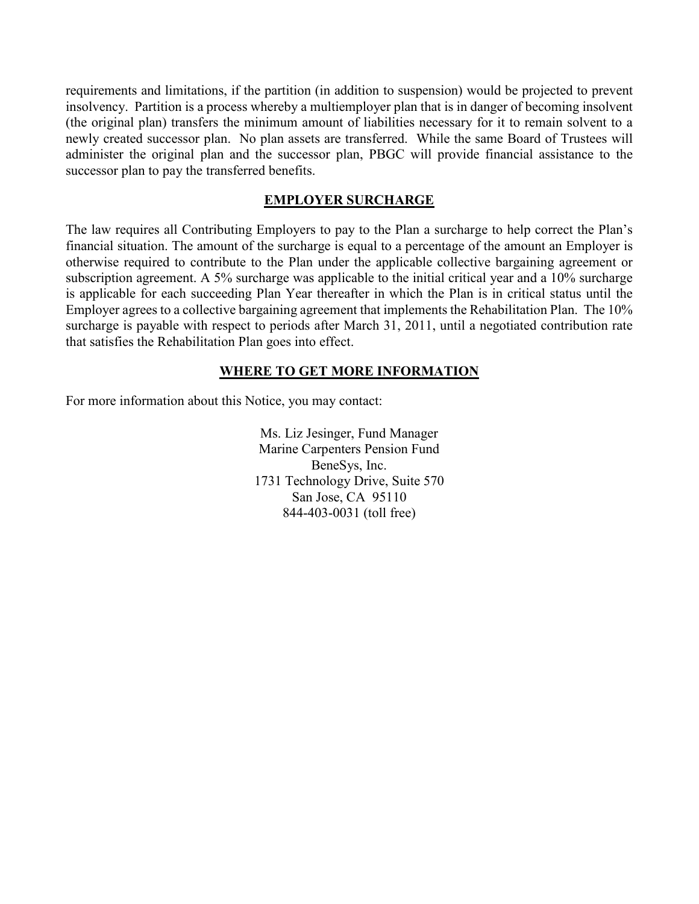requirements and limitations, if the partition (in addition to suspension) would be projected to prevent insolvency. Partition is a process whereby a multiemployer plan that is in danger of becoming insolvent (the original plan) transfers the minimum amount of liabilities necessary for it to remain solvent to a newly created successor plan. No plan assets are transferred. While the same Board of Trustees will administer the original plan and the successor plan, PBGC will provide financial assistance to the successor plan to pay the transferred benefits.

## EMPLOYER SURCHARGE

The law requires all Contributing Employers to pay to the Plan a surcharge to help correct the Plan's financial situation. The amount of the surcharge is equal to a percentage of the amount an Employer is otherwise required to contribute to the Plan under the applicable collective bargaining agreement or subscription agreement. A 5% surcharge was applicable to the initial critical year and a 10% surcharge is applicable for each succeeding Plan Year thereafter in which the Plan is in critical status until the Employer agrees to a collective bargaining agreement that implements the Rehabilitation Plan. The 10% surcharge is payable with respect to periods after March 31, 2011, until a negotiated contribution rate that satisfies the Rehabilitation Plan goes into effect.

## WHERE TO GET MORE INFORMATION

For more information about this Notice, you may contact:

Ms. Liz Jesinger, Fund Manager
Marine Carpenters Pension Fund
BeneSys, Inc.
1731 Technology Drive, Suite 570
San Jose, CA 95110
844-403-0031 (toll free)